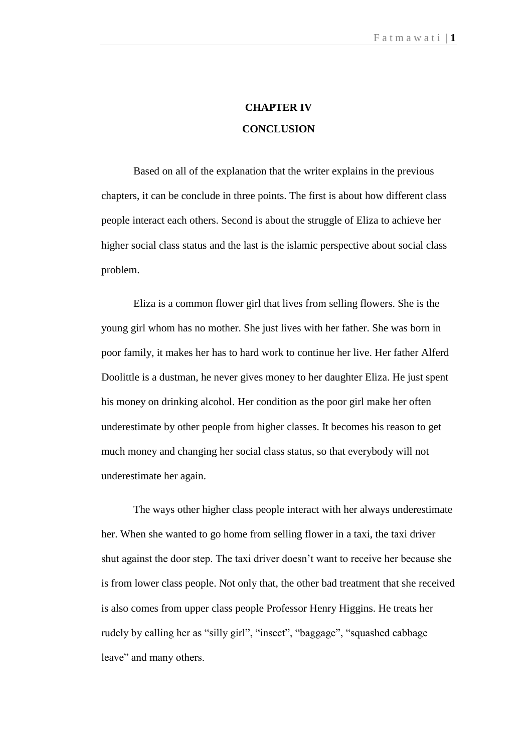# CHAPTER IV

# CONCLUSION

Based on all of the explanation that the writer explains in the previous chapters, it can be conclude in three points. The first is about how different class people interact each others. Second is about the struggle of Eliza to achieve her higher social class status and the last is the islamic perspective about social class problem.

Eliza is a common flower girl that lives from selling flowers. She is the young girl whom has no mother. She just lives with her father. She was born in poor family, it makes her has to hard work to continue her live. Her father Alferd Doolittle is a dustman, he never gives money to her daughter Eliza. He just spent his money on drinking alcohol. Her condition as the poor girl make her often underestimate by other people from higher classes. It becomes his reason to get much money and changing her social class status, so that everybody will not underestimate her again.

The ways other higher class people interact with her always underestimate her. When she wanted to go home from selling flower in a taxi, the taxi driver shut against the door step. The taxi driver doesn't want to receive her because she is from lower class people. Not only that, the other bad treatment that she received is also comes from upper class people Professor Henry Higgins. He treats her rudely by calling her as "silly girl", "insect", "baggage", "squashed cabbage leave" and many others.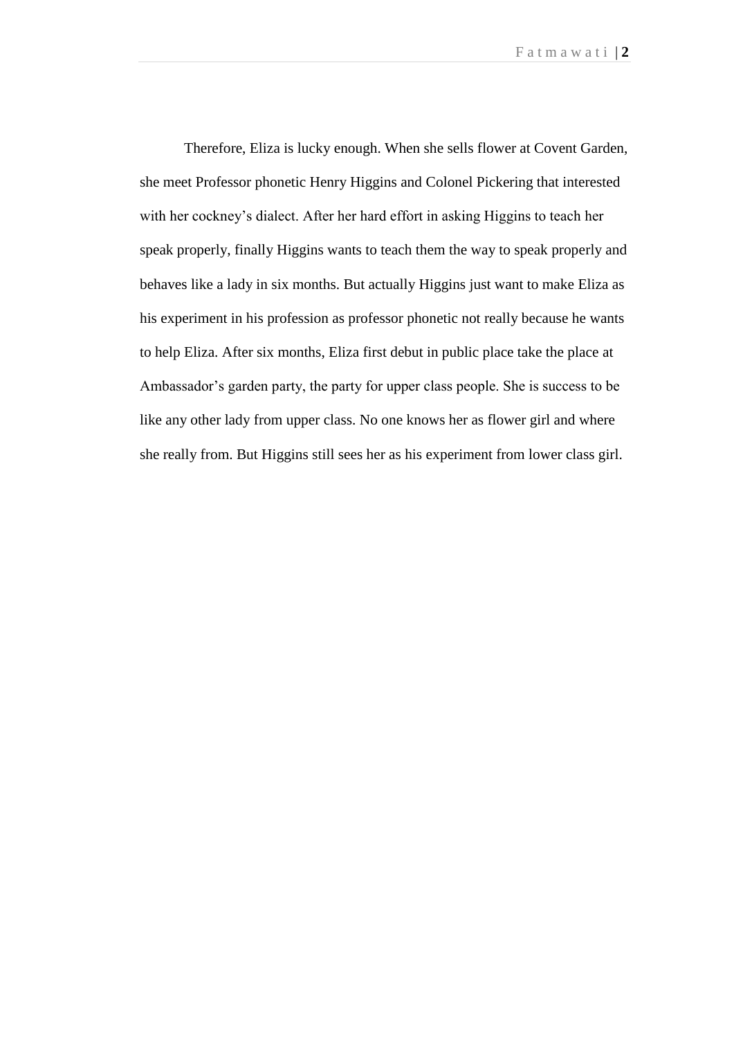Therefore, Eliza is lucky enough. When she sells flower at Covent Garden, she meet Professor phonetic Henry Higgins and Colonel Pickering that interested with her cockney's dialect. After her hard effort in asking Higgins to teach her speak properly, finally Higgins wants to teach them the way to speak properly and behaves like a lady in six months. But actually Higgins just want to make Eliza as his experiment in his profession as professor phonetic not really because he wants to help Eliza. After six months, Eliza first debut in public place take the place at Ambassador's garden party, the party for upper class people. She is success to be like any other lady from upper class. No one knows her as flower girl and where she really from. But Higgins still sees her as his experiment from lower class girl.